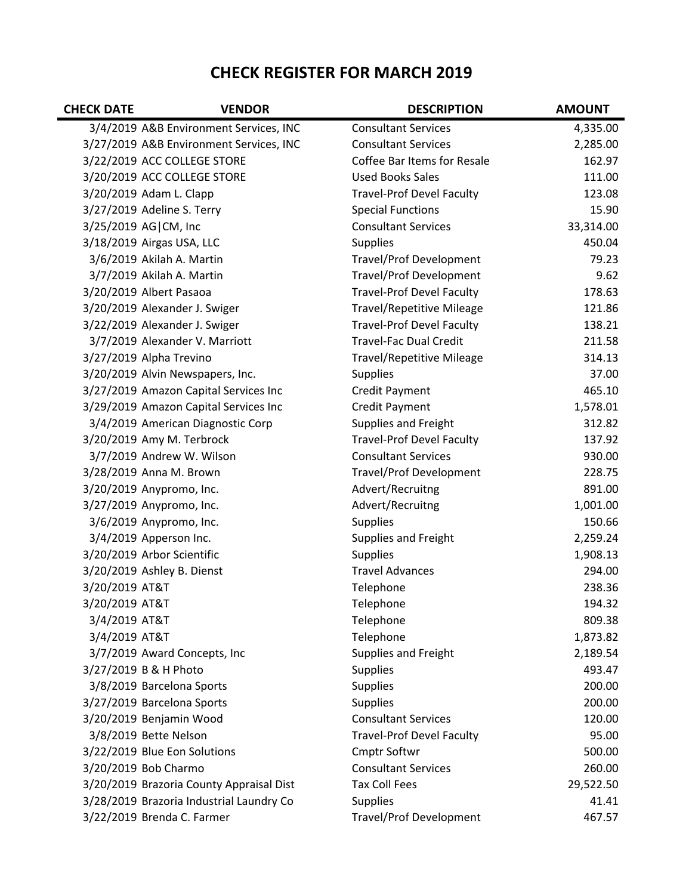# CHECK REGISTER FOR MARCH 2019

| CHECK DATE | VENDOR | DESCRIPTION | AMOUNT |
|---|---|---|---|
| 3/4/2019 | A&B Environment Services, INC | Consultant Services | 4,335.00 |
| 3/27/2019 | A&B Environment Services, INC | Consultant Services | 2,285.00 |
| 3/22/2019 | ACC COLLEGE STORE | Coffee Bar Items for Resale | 162.97 |
| 3/20/2019 | ACC COLLEGE STORE | Used Books Sales | 111.00 |
| 3/20/2019 | Adam L. Clapp | Travel-Prof Devel Faculty | 123.08 |
| 3/27/2019 | Adeline S. Terry | Special Functions | 15.90 |
| 3/25/2019 | AG\|CM, Inc | Consultant Services | 33,314.00 |
| 3/18/2019 | Airgas USA, LLC | Supplies | 450.04 |
| 3/6/2019 | Akilah A. Martin | Travel/Prof Development | 79.23 |
| 3/7/2019 | Akilah A. Martin | Travel/Prof Development | 9.62 |
| 3/20/2019 | Albert Pasaoa | Travel-Prof Devel Faculty | 178.63 |
| 3/20/2019 | Alexander J. Swiger | Travel/Repetitive Mileage | 121.86 |
| 3/22/2019 | Alexander J. Swiger | Travel-Prof Devel Faculty | 138.21 |
| 3/7/2019 | Alexander V. Marriott | Travel-Fac Dual Credit | 211.58 |
| 3/27/2019 | Alpha Trevino | Travel/Repetitive Mileage | 314.13 |
| 3/20/2019 | Alvin Newspapers, Inc. | Supplies | 37.00 |
| 3/27/2019 | Amazon Capital Services Inc | Credit Payment | 465.10 |
| 3/29/2019 | Amazon Capital Services Inc | Credit Payment | 1,578.01 |
| 3/4/2019 | American Diagnostic Corp | Supplies and Freight | 312.82 |
| 3/20/2019 | Amy M. Terbrock | Travel-Prof Devel Faculty | 137.92 |
| 3/7/2019 | Andrew W. Wilson | Consultant Services | 930.00 |
| 3/28/2019 | Anna M. Brown | Travel/Prof Development | 228.75 |
| 3/20/2019 | Anypromo, Inc. | Advert/Recruitng | 891.00 |
| 3/27/2019 | Anypromo, Inc. | Advert/Recruitng | 1,001.00 |
| 3/6/2019 | Anypromo, Inc. | Supplies | 150.66 |
| 3/4/2019 | Apperson Inc. | Supplies and Freight | 2,259.24 |
| 3/20/2019 | Arbor Scientific | Supplies | 1,908.13 |
| 3/20/2019 | Ashley B. Dienst | Travel Advances | 294.00 |
| 3/20/2019 | AT&T | Telephone | 238.36 |
| 3/20/2019 | AT&T | Telephone | 194.32 |
| 3/4/2019 | AT&T | Telephone | 809.38 |
| 3/4/2019 | AT&T | Telephone | 1,873.82 |
| 3/7/2019 | Award Concepts, Inc | Supplies and Freight | 2,189.54 |
| 3/27/2019 | B & H Photo | Supplies | 493.47 |
| 3/8/2019 | Barcelona Sports | Supplies | 200.00 |
| 3/27/2019 | Barcelona Sports | Supplies | 200.00 |
| 3/20/2019 | Benjamin Wood | Consultant Services | 120.00 |
| 3/8/2019 | Bette Nelson | Travel-Prof Devel Faculty | 95.00 |
| 3/22/2019 | Blue Eon Solutions | Cmptr Softwr | 500.00 |
| 3/20/2019 | Bob Charmo | Consultant Services | 260.00 |
| 3/20/2019 | Brazoria County Appraisal Dist | Tax Coll Fees | 29,522.50 |
| 3/28/2019 | Brazoria Industrial Laundry Co | Supplies | 41.41 |
| 3/22/2019 | Brenda C. Farmer | Travel/Prof Development | 467.57 |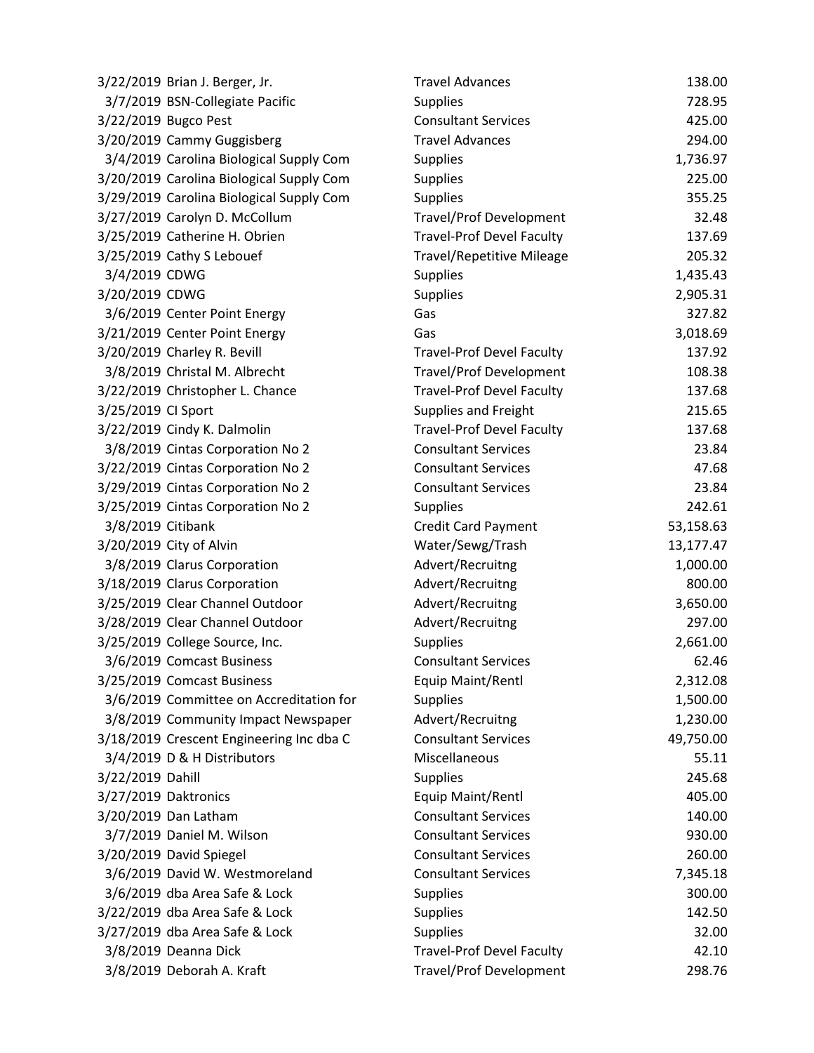| | | | |
|---|---|---|---|
| 3/22/2019 | Brian J. Berger, Jr. | Travel Advances | 138.00 |
| 3/7/2019 | BSN-Collegiate Pacific | Supplies | 728.95 |
| 3/22/2019 | Bugco Pest | Consultant Services | 425.00 |
| 3/20/2019 | Cammy Guggisberg | Travel Advances | 294.00 |
| 3/4/2019 | Carolina Biological Supply Com | Supplies | 1,736.97 |
| 3/20/2019 | Carolina Biological Supply Com | Supplies | 225.00 |
| 3/29/2019 | Carolina Biological Supply Com | Supplies | 355.25 |
| 3/27/2019 | Carolyn D. McCollum | Travel/Prof Development | 32.48 |
| 3/25/2019 | Catherine H. Obrien | Travel-Prof Devel Faculty | 137.69 |
| 3/25/2019 | Cathy S Lebouef | Travel/Repetitive Mileage | 205.32 |
| 3/4/2019 | CDWG | Supplies | 1,435.43 |
| 3/20/2019 | CDWG | Supplies | 2,905.31 |
| 3/6/2019 | Center Point Energy | Gas | 327.82 |
| 3/21/2019 | Center Point Energy | Gas | 3,018.69 |
| 3/20/2019 | Charley R. Bevill | Travel-Prof Devel Faculty | 137.92 |
| 3/8/2019 | Christal M. Albrecht | Travel/Prof Development | 108.38 |
| 3/22/2019 | Christopher L. Chance | Travel-Prof Devel Faculty | 137.68 |
| 3/25/2019 | CI Sport | Supplies and Freight | 215.65 |
| 3/22/2019 | Cindy K. Dalmolin | Travel-Prof Devel Faculty | 137.68 |
| 3/8/2019 | Cintas Corporation No 2 | Consultant Services | 23.84 |
| 3/22/2019 | Cintas Corporation No 2 | Consultant Services | 47.68 |
| 3/29/2019 | Cintas Corporation No 2 | Consultant Services | 23.84 |
| 3/25/2019 | Cintas Corporation No 2 | Supplies | 242.61 |
| 3/8/2019 | Citibank | Credit Card Payment | 53,158.63 |
| 3/20/2019 | City of Alvin | Water/Sewg/Trash | 13,177.47 |
| 3/8/2019 | Clarus Corporation | Advert/Recruitng | 1,000.00 |
| 3/18/2019 | Clarus Corporation | Advert/Recruitng | 800.00 |
| 3/25/2019 | Clear Channel Outdoor | Advert/Recruitng | 3,650.00 |
| 3/28/2019 | Clear Channel Outdoor | Advert/Recruitng | 297.00 |
| 3/25/2019 | College Source, Inc. | Supplies | 2,661.00 |
| 3/6/2019 | Comcast Business | Consultant Services | 62.46 |
| 3/25/2019 | Comcast Business | Equip Maint/Rentl | 2,312.08 |
| 3/6/2019 | Committee on Accreditation for | Supplies | 1,500.00 |
| 3/8/2019 | Community Impact Newspaper | Advert/Recruitng | 1,230.00 |
| 3/18/2019 | Crescent Engineering Inc dba C | Consultant Services | 49,750.00 |
| 3/4/2019 | D & H Distributors | Miscellaneous | 55.11 |
| 3/22/2019 | Dahill | Supplies | 245.68 |
| 3/27/2019 | Daktronics | Equip Maint/Rentl | 405.00 |
| 3/20/2019 | Dan Latham | Consultant Services | 140.00 |
| 3/7/2019 | Daniel M. Wilson | Consultant Services | 930.00 |
| 3/20/2019 | David Spiegel | Consultant Services | 260.00 |
| 3/6/2019 | David W. Westmoreland | Consultant Services | 7,345.18 |
| 3/6/2019 | dba Area Safe & Lock | Supplies | 300.00 |
| 3/22/2019 | dba Area Safe & Lock | Supplies | 142.50 |
| 3/27/2019 | dba Area Safe & Lock | Supplies | 32.00 |
| 3/8/2019 | Deanna Dick | Travel-Prof Devel Faculty | 42.10 |
| 3/8/2019 | Deborah A. Kraft | Travel/Prof Development | 298.76 |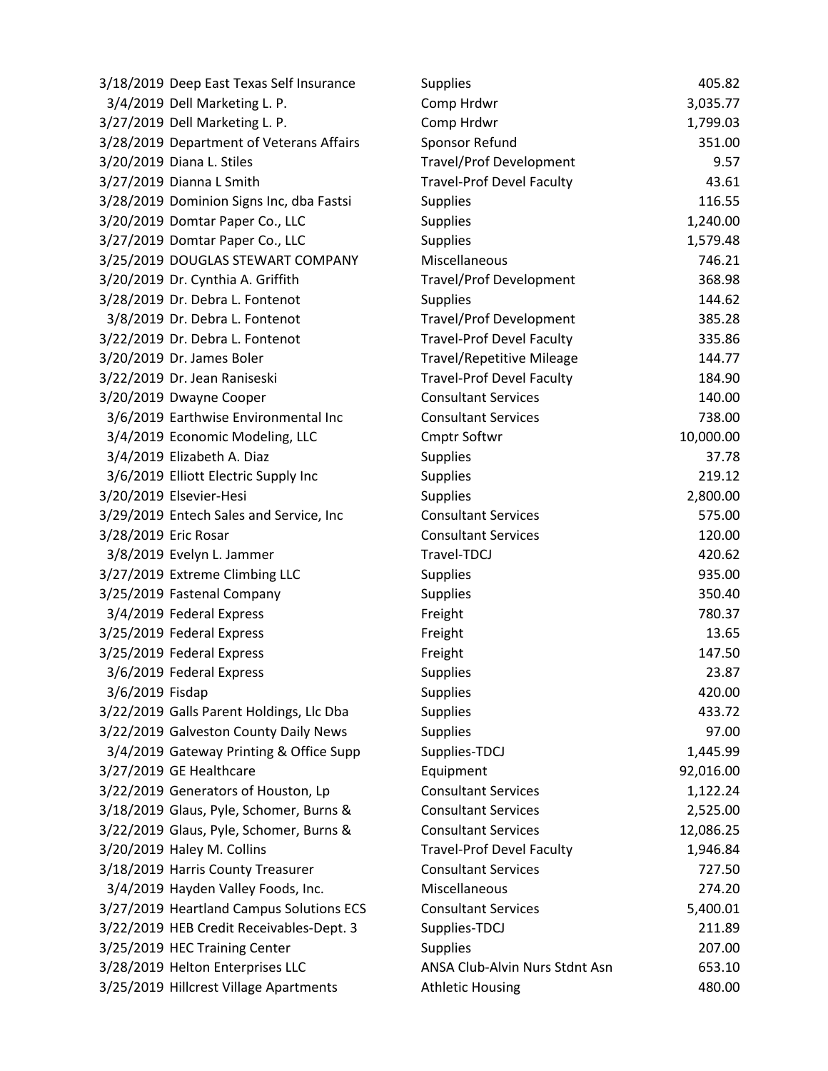| | | | |
|---|---|---|---|
| 3/18/2019 | Deep East Texas Self Insurance | Supplies | 405.82 |
| 3/4/2019 | Dell Marketing L. P. | Comp Hrdwr | 3,035.77 |
| 3/27/2019 | Dell Marketing L. P. | Comp Hrdwr | 1,799.03 |
| 3/28/2019 | Department of Veterans Affairs | Sponsor Refund | 351.00 |
| 3/20/2019 | Diana L. Stiles | Travel/Prof Development | 9.57 |
| 3/27/2019 | Dianna L Smith | Travel-Prof Devel Faculty | 43.61 |
| 3/28/2019 | Dominion Signs Inc, dba Fastsi | Supplies | 116.55 |
| 3/20/2019 | Domtar Paper Co., LLC | Supplies | 1,240.00 |
| 3/27/2019 | Domtar Paper Co., LLC | Supplies | 1,579.48 |
| 3/25/2019 | DOUGLAS STEWART COMPANY | Miscellaneous | 746.21 |
| 3/20/2019 | Dr. Cynthia A. Griffith | Travel/Prof Development | 368.98 |
| 3/28/2019 | Dr. Debra L. Fontenot | Supplies | 144.62 |
| 3/8/2019 | Dr. Debra L. Fontenot | Travel/Prof Development | 385.28 |
| 3/22/2019 | Dr. Debra L. Fontenot | Travel-Prof Devel Faculty | 335.86 |
| 3/20/2019 | Dr. James Boler | Travel/Repetitive Mileage | 144.77 |
| 3/22/2019 | Dr. Jean Raniseski | Travel-Prof Devel Faculty | 184.90 |
| 3/20/2019 | Dwayne Cooper | Consultant Services | 140.00 |
| 3/6/2019 | Earthwise Environmental Inc | Consultant Services | 738.00 |
| 3/4/2019 | Economic Modeling, LLC | Cmptr Softwr | 10,000.00 |
| 3/4/2019 | Elizabeth A. Diaz | Supplies | 37.78 |
| 3/6/2019 | Elliott Electric Supply Inc | Supplies | 219.12 |
| 3/20/2019 | Elsevier-Hesi | Supplies | 2,800.00 |
| 3/29/2019 | Entech Sales and Service, Inc | Consultant Services | 575.00 |
| 3/28/2019 | Eric Rosar | Consultant Services | 120.00 |
| 3/8/2019 | Evelyn L. Jammer | Travel-TDCJ | 420.62 |
| 3/27/2019 | Extreme Climbing LLC | Supplies | 935.00 |
| 3/25/2019 | Fastenal Company | Supplies | 350.40 |
| 3/4/2019 | Federal Express | Freight | 780.37 |
| 3/25/2019 | Federal Express | Freight | 13.65 |
| 3/25/2019 | Federal Express | Freight | 147.50 |
| 3/6/2019 | Federal Express | Supplies | 23.87 |
| 3/6/2019 | Fisdap | Supplies | 420.00 |
| 3/22/2019 | Galls Parent Holdings, Llc Dba | Supplies | 433.72 |
| 3/22/2019 | Galveston County Daily News | Supplies | 97.00 |
| 3/4/2019 | Gateway Printing & Office Supp | Supplies-TDCJ | 1,445.99 |
| 3/27/2019 | GE Healthcare | Equipment | 92,016.00 |
| 3/22/2019 | Generators of Houston, Lp | Consultant Services | 1,122.24 |
| 3/18/2019 | Glaus, Pyle, Schomer, Burns & | Consultant Services | 2,525.00 |
| 3/22/2019 | Glaus, Pyle, Schomer, Burns & | Consultant Services | 12,086.25 |
| 3/20/2019 | Haley M. Collins | Travel-Prof Devel Faculty | 1,946.84 |
| 3/18/2019 | Harris County Treasurer | Consultant Services | 727.50 |
| 3/4/2019 | Hayden Valley Foods, Inc. | Miscellaneous | 274.20 |
| 3/27/2019 | Heartland Campus Solutions ECS | Consultant Services | 5,400.01 |
| 3/22/2019 | HEB Credit Receivables-Dept. 3 | Supplies-TDCJ | 211.89 |
| 3/25/2019 | HEC Training Center | Supplies | 207.00 |
| 3/28/2019 | Helton Enterprises LLC | ANSA Club-Alvin Nurs Stdnt Asn | 653.10 |
| 3/25/2019 | Hillcrest Village Apartments | Athletic Housing | 480.00 |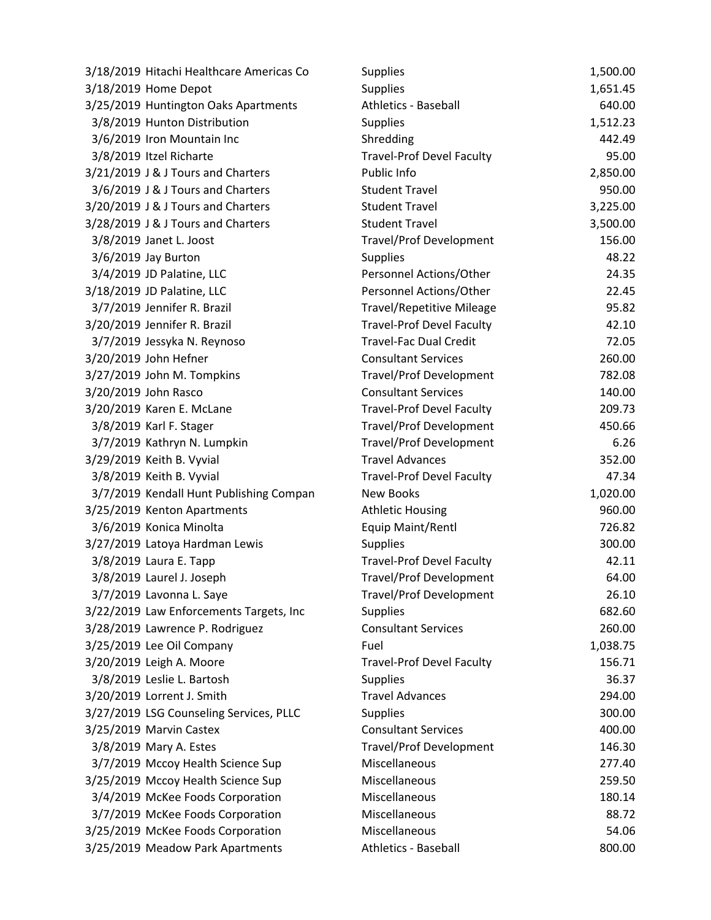| | | | |
|---|---|---|---|
| 3/18/2019 | Hitachi Healthcare Americas Co | Supplies | 1,500.00 |
| 3/18/2019 | Home Depot | Supplies | 1,651.45 |
| 3/25/2019 | Huntington Oaks Apartments | Athletics - Baseball | 640.00 |
| 3/8/2019 | Hunton Distribution | Supplies | 1,512.23 |
| 3/6/2019 | Iron Mountain Inc | Shredding | 442.49 |
| 3/8/2019 | Itzel Richarte | Travel-Prof Devel Faculty | 95.00 |
| 3/21/2019 | J & J Tours and Charters | Public Info | 2,850.00 |
| 3/6/2019 | J & J Tours and Charters | Student Travel | 950.00 |
| 3/20/2019 | J & J Tours and Charters | Student Travel | 3,225.00 |
| 3/28/2019 | J & J Tours and Charters | Student Travel | 3,500.00 |
| 3/8/2019 | Janet L. Joost | Travel/Prof Development | 156.00 |
| 3/6/2019 | Jay Burton | Supplies | 48.22 |
| 3/4/2019 | JD Palatine, LLC | Personnel Actions/Other | 24.35 |
| 3/18/2019 | JD Palatine, LLC | Personnel Actions/Other | 22.45 |
| 3/7/2019 | Jennifer R. Brazil | Travel/Repetitive Mileage | 95.82 |
| 3/20/2019 | Jennifer R. Brazil | Travel-Prof Devel Faculty | 42.10 |
| 3/7/2019 | Jessyka N. Reynoso | Travel-Fac Dual Credit | 72.05 |
| 3/20/2019 | John Hefner | Consultant Services | 260.00 |
| 3/27/2019 | John M. Tompkins | Travel/Prof Development | 782.08 |
| 3/20/2019 | John Rasco | Consultant Services | 140.00 |
| 3/20/2019 | Karen E. McLane | Travel-Prof Devel Faculty | 209.73 |
| 3/8/2019 | Karl F. Stager | Travel/Prof Development | 450.66 |
| 3/7/2019 | Kathryn N. Lumpkin | Travel/Prof Development | 6.26 |
| 3/29/2019 | Keith B. Vyvial | Travel Advances | 352.00 |
| 3/8/2019 | Keith B. Vyvial | Travel-Prof Devel Faculty | 47.34 |
| 3/7/2019 | Kendall Hunt Publishing Compan | New Books | 1,020.00 |
| 3/25/2019 | Kenton Apartments | Athletic Housing | 960.00 |
| 3/6/2019 | Konica Minolta | Equip Maint/Rentl | 726.82 |
| 3/27/2019 | Latoya Hardman Lewis | Supplies | 300.00 |
| 3/8/2019 | Laura E. Tapp | Travel-Prof Devel Faculty | 42.11 |
| 3/8/2019 | Laurel J. Joseph | Travel/Prof Development | 64.00 |
| 3/7/2019 | Lavonna L. Saye | Travel/Prof Development | 26.10 |
| 3/22/2019 | Law Enforcements Targets, Inc | Supplies | 682.60 |
| 3/28/2019 | Lawrence P. Rodriguez | Consultant Services | 260.00 |
| 3/25/2019 | Lee Oil Company | Fuel | 1,038.75 |
| 3/20/2019 | Leigh A. Moore | Travel-Prof Devel Faculty | 156.71 |
| 3/8/2019 | Leslie L. Bartosh | Supplies | 36.37 |
| 3/20/2019 | Lorrent J. Smith | Travel Advances | 294.00 |
| 3/27/2019 | LSG Counseling Services, PLLC | Supplies | 300.00 |
| 3/25/2019 | Marvin Castex | Consultant Services | 400.00 |
| 3/8/2019 | Mary A. Estes | Travel/Prof Development | 146.30 |
| 3/7/2019 | Mccoy Health Science Sup | Miscellaneous | 277.40 |
| 3/25/2019 | Mccoy Health Science Sup | Miscellaneous | 259.50 |
| 3/4/2019 | McKee Foods Corporation | Miscellaneous | 180.14 |
| 3/7/2019 | McKee Foods Corporation | Miscellaneous | 88.72 |
| 3/25/2019 | McKee Foods Corporation | Miscellaneous | 54.06 |
| 3/25/2019 | Meadow Park Apartments | Athletics - Baseball | 800.00 |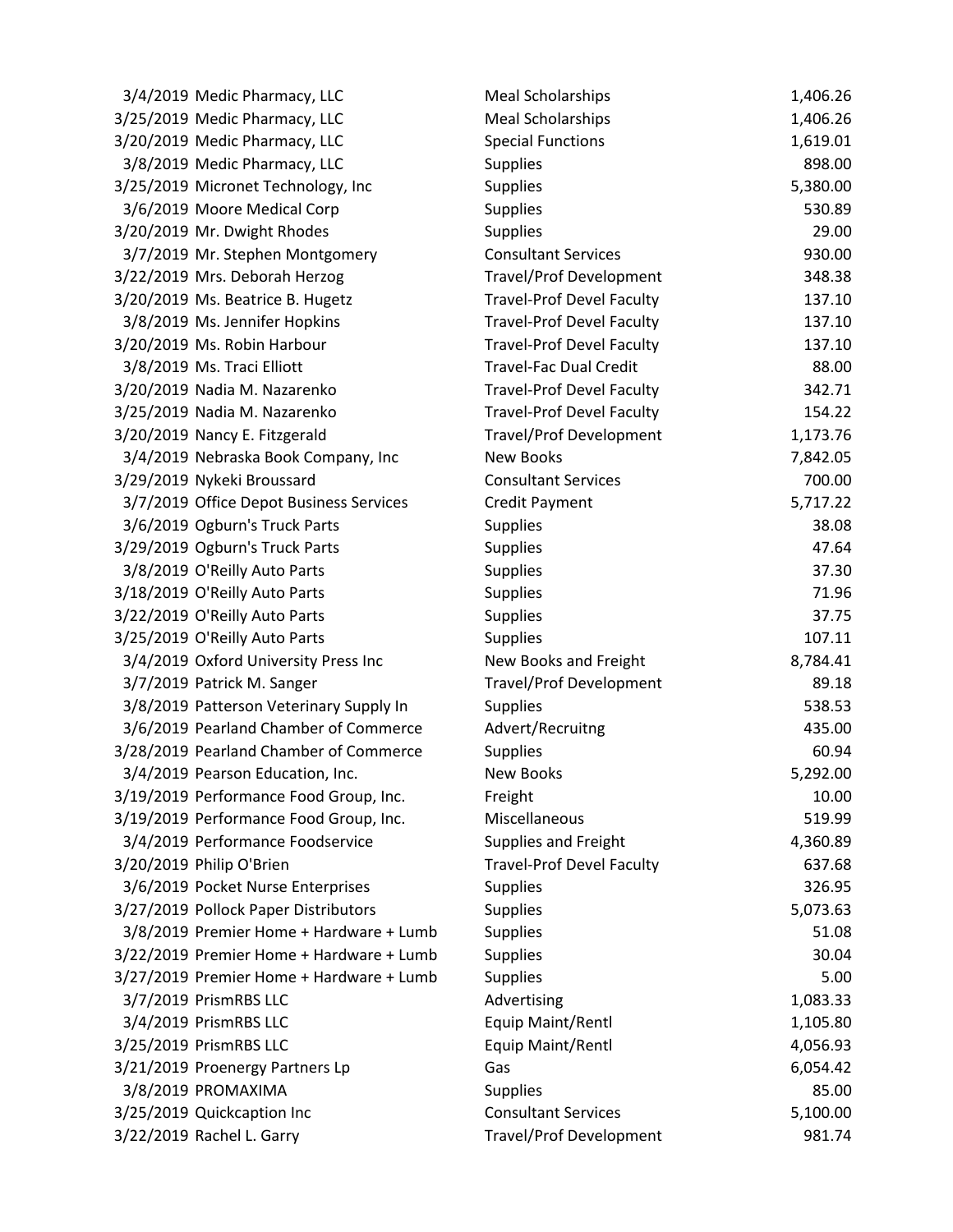| Date | Vendor | Description | Amount |
|---|---|---|---|
| 3/4/2019 | Medic Pharmacy, LLC | Meal Scholarships | 1,406.26 |
| 3/25/2019 | Medic Pharmacy, LLC | Meal Scholarships | 1,406.26 |
| 3/20/2019 | Medic Pharmacy, LLC | Special Functions | 1,619.01 |
| 3/8/2019 | Medic Pharmacy, LLC | Supplies | 898.00 |
| 3/25/2019 | Micronet Technology, Inc | Supplies | 5,380.00 |
| 3/6/2019 | Moore Medical Corp | Supplies | 530.89 |
| 3/20/2019 | Mr. Dwight Rhodes | Supplies | 29.00 |
| 3/7/2019 | Mr. Stephen Montgomery | Consultant Services | 930.00 |
| 3/22/2019 | Mrs. Deborah Herzog | Travel/Prof Development | 348.38 |
| 3/20/2019 | Ms. Beatrice B. Hugetz | Travel-Prof Devel Faculty | 137.10 |
| 3/8/2019 | Ms. Jennifer Hopkins | Travel-Prof Devel Faculty | 137.10 |
| 3/20/2019 | Ms. Robin Harbour | Travel-Prof Devel Faculty | 137.10 |
| 3/8/2019 | Ms. Traci Elliott | Travel-Fac Dual Credit | 88.00 |
| 3/20/2019 | Nadia M. Nazarenko | Travel-Prof Devel Faculty | 342.71 |
| 3/25/2019 | Nadia M. Nazarenko | Travel-Prof Devel Faculty | 154.22 |
| 3/20/2019 | Nancy E. Fitzgerald | Travel/Prof Development | 1,173.76 |
| 3/4/2019 | Nebraska Book Company, Inc | New Books | 7,842.05 |
| 3/29/2019 | Nykeki Broussard | Consultant Services | 700.00 |
| 3/7/2019 | Office Depot Business Services | Credit Payment | 5,717.22 |
| 3/6/2019 | Ogburn's Truck Parts | Supplies | 38.08 |
| 3/29/2019 | Ogburn's Truck Parts | Supplies | 47.64 |
| 3/8/2019 | O'Reilly Auto Parts | Supplies | 37.30 |
| 3/18/2019 | O'Reilly Auto Parts | Supplies | 71.96 |
| 3/22/2019 | O'Reilly Auto Parts | Supplies | 37.75 |
| 3/25/2019 | O'Reilly Auto Parts | Supplies | 107.11 |
| 3/4/2019 | Oxford University Press Inc | New Books and Freight | 8,784.41 |
| 3/7/2019 | Patrick M. Sanger | Travel/Prof Development | 89.18 |
| 3/8/2019 | Patterson Veterinary Supply In | Supplies | 538.53 |
| 3/6/2019 | Pearland Chamber of Commerce | Advert/Recruitng | 435.00 |
| 3/28/2019 | Pearland Chamber of Commerce | Supplies | 60.94 |
| 3/4/2019 | Pearson Education, Inc. | New Books | 5,292.00 |
| 3/19/2019 | Performance Food Group, Inc. | Freight | 10.00 |
| 3/19/2019 | Performance Food Group, Inc. | Miscellaneous | 519.99 |
| 3/4/2019 | Performance Foodservice | Supplies and Freight | 4,360.89 |
| 3/20/2019 | Philip O'Brien | Travel-Prof Devel Faculty | 637.68 |
| 3/6/2019 | Pocket Nurse Enterprises | Supplies | 326.95 |
| 3/27/2019 | Pollock Paper Distributors | Supplies | 5,073.63 |
| 3/8/2019 | Premier Home + Hardware + Lumb | Supplies | 51.08 |
| 3/22/2019 | Premier Home + Hardware + Lumb | Supplies | 30.04 |
| 3/27/2019 | Premier Home + Hardware + Lumb | Supplies | 5.00 |
| 3/7/2019 | PrismRBS LLC | Advertising | 1,083.33 |
| 3/4/2019 | PrismRBS LLC | Equip Maint/Rentl | 1,105.80 |
| 3/25/2019 | PrismRBS LLC | Equip Maint/Rentl | 4,056.93 |
| 3/21/2019 | Proenergy Partners Lp | Gas | 6,054.42 |
| 3/8/2019 | PROMAXIMA | Supplies | 85.00 |
| 3/25/2019 | Quickcaption Inc | Consultant Services | 5,100.00 |
| 3/22/2019 | Rachel L. Garry | Travel/Prof Development | 981.74 |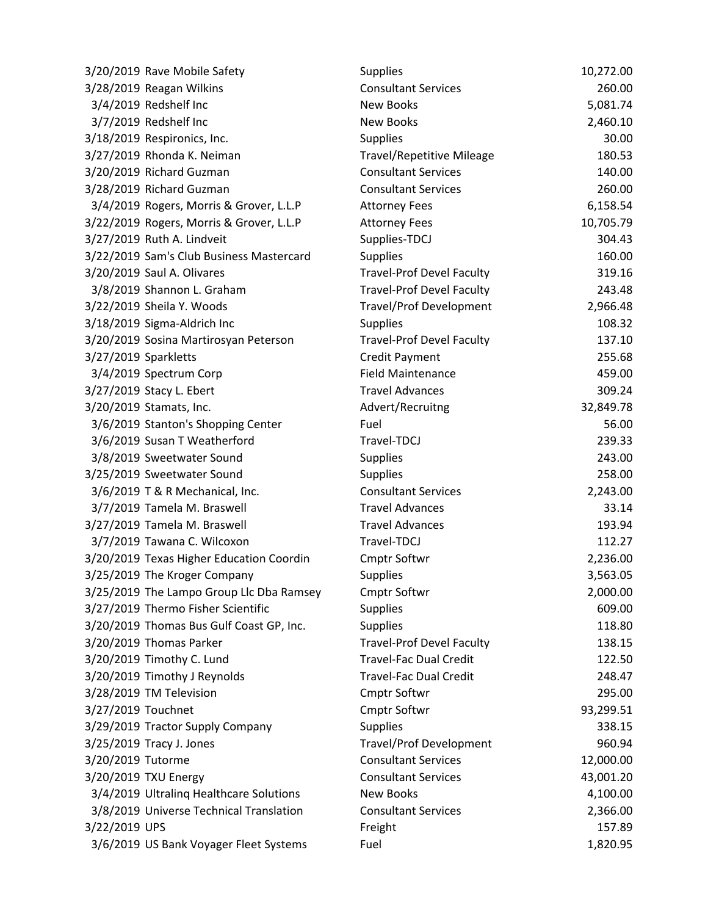| | | | |
|---|---|---|---|
| 3/20/2019 | Rave Mobile Safety | Supplies | 10,272.00 |
| 3/28/2019 | Reagan Wilkins | Consultant Services | 260.00 |
| 3/4/2019 | Redshelf Inc | New Books | 5,081.74 |
| 3/7/2019 | Redshelf Inc | New Books | 2,460.10 |
| 3/18/2019 | Respironics, Inc. | Supplies | 30.00 |
| 3/27/2019 | Rhonda K. Neiman | Travel/Repetitive Mileage | 180.53 |
| 3/20/2019 | Richard Guzman | Consultant Services | 140.00 |
| 3/28/2019 | Richard Guzman | Consultant Services | 260.00 |
| 3/4/2019 | Rogers, Morris & Grover, L.L.P | Attorney Fees | 6,158.54 |
| 3/22/2019 | Rogers, Morris & Grover, L.L.P | Attorney Fees | 10,705.79 |
| 3/27/2019 | Ruth A. Lindveit | Supplies-TDCJ | 304.43 |
| 3/22/2019 | Sam's Club Business Mastercard | Supplies | 160.00 |
| 3/20/2019 | Saul A. Olivares | Travel-Prof Devel Faculty | 319.16 |
| 3/8/2019 | Shannon L. Graham | Travel-Prof Devel Faculty | 243.48 |
| 3/22/2019 | Sheila Y. Woods | Travel/Prof Development | 2,966.48 |
| 3/18/2019 | Sigma-Aldrich Inc | Supplies | 108.32 |
| 3/20/2019 | Sosina Martirosyan Peterson | Travel-Prof Devel Faculty | 137.10 |
| 3/27/2019 | Sparkletts | Credit Payment | 255.68 |
| 3/4/2019 | Spectrum Corp | Field Maintenance | 459.00 |
| 3/27/2019 | Stacy L. Ebert | Travel Advances | 309.24 |
| 3/20/2019 | Stamats, Inc. | Advert/Recruitng | 32,849.78 |
| 3/6/2019 | Stanton's Shopping Center | Fuel | 56.00 |
| 3/6/2019 | Susan T Weatherford | Travel-TDCJ | 239.33 |
| 3/8/2019 | Sweetwater Sound | Supplies | 243.00 |
| 3/25/2019 | Sweetwater Sound | Supplies | 258.00 |
| 3/6/2019 | T & R Mechanical, Inc. | Consultant Services | 2,243.00 |
| 3/7/2019 | Tamela M. Braswell | Travel Advances | 33.14 |
| 3/27/2019 | Tamela M. Braswell | Travel Advances | 193.94 |
| 3/7/2019 | Tawana C. Wilcoxon | Travel-TDCJ | 112.27 |
| 3/20/2019 | Texas Higher Education Coordin | Cmptr Softwr | 2,236.00 |
| 3/25/2019 | The Kroger Company | Supplies | 3,563.05 |
| 3/25/2019 | The Lampo Group Llc Dba Ramsey | Cmptr Softwr | 2,000.00 |
| 3/27/2019 | Thermo Fisher Scientific | Supplies | 609.00 |
| 3/20/2019 | Thomas Bus Gulf Coast GP, Inc. | Supplies | 118.80 |
| 3/20/2019 | Thomas Parker | Travel-Prof Devel Faculty | 138.15 |
| 3/20/2019 | Timothy C. Lund | Travel-Fac Dual Credit | 122.50 |
| 3/20/2019 | Timothy J Reynolds | Travel-Fac Dual Credit | 248.47 |
| 3/28/2019 | TM Television | Cmptr Softwr | 295.00 |
| 3/27/2019 | Touchnet | Cmptr Softwr | 93,299.51 |
| 3/29/2019 | Tractor Supply Company | Supplies | 338.15 |
| 3/25/2019 | Tracy J. Jones | Travel/Prof Development | 960.94 |
| 3/20/2019 | Tutorme | Consultant Services | 12,000.00 |
| 3/20/2019 | TXU Energy | Consultant Services | 43,001.20 |
| 3/4/2019 | Ultralinq Healthcare Solutions | New Books | 4,100.00 |
| 3/8/2019 | Universe Technical Translation | Consultant Services | 2,366.00 |
| 3/22/2019 | UPS | Freight | 157.89 |
| 3/6/2019 | US Bank Voyager Fleet Systems | Fuel | 1,820.95 |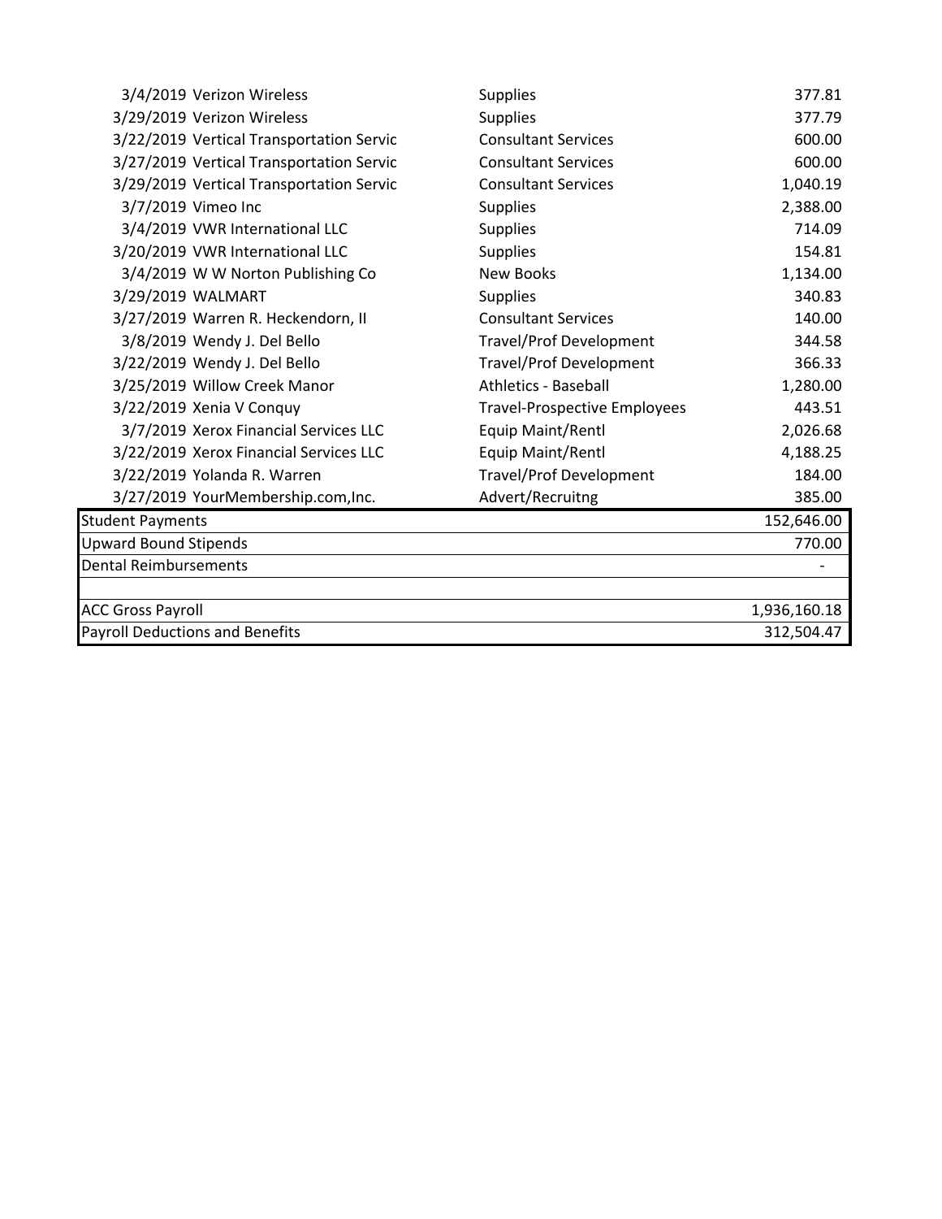| | | | |
|---|---|---|---|
| 3/4/2019 | Verizon Wireless | Supplies | 377.81 |
| 3/29/2019 | Verizon Wireless | Supplies | 377.79 |
| 3/22/2019 | Vertical Transportation Servic | Consultant Services | 600.00 |
| 3/27/2019 | Vertical Transportation Servic | Consultant Services | 600.00 |
| 3/29/2019 | Vertical Transportation Servic | Consultant Services | 1,040.19 |
| 3/7/2019 | Vimeo Inc | Supplies | 2,388.00 |
| 3/4/2019 | VWR International LLC | Supplies | 714.09 |
| 3/20/2019 | VWR International LLC | Supplies | 154.81 |
| 3/4/2019 | W W Norton Publishing Co | New Books | 1,134.00 |
| 3/29/2019 | WALMART | Supplies | 340.83 |
| 3/27/2019 | Warren R. Heckendorn, II | Consultant Services | 140.00 |
| 3/8/2019 | Wendy J. Del Bello | Travel/Prof Development | 344.58 |
| 3/22/2019 | Wendy J. Del Bello | Travel/Prof Development | 366.33 |
| 3/25/2019 | Willow Creek Manor | Athletics - Baseball | 1,280.00 |
| 3/22/2019 | Xenia V Conquy | Travel-Prospective Employees | 443.51 |
| 3/7/2019 | Xerox Financial Services LLC | Equip Maint/Rentl | 2,026.68 |
| 3/22/2019 | Xerox Financial Services LLC | Equip Maint/Rentl | 4,188.25 |
| 3/22/2019 | Yolanda R. Warren | Travel/Prof Development | 184.00 |
| 3/27/2019 | YourMembership.com,Inc. | Advert/Recruitng | 385.00 |

| | |
|---|---|
| Student Payments | 152,646.00 |
| Upward Bound Stipends | 770.00 |
| Dental Reimbursements | - |
| | |
| ACC Gross Payroll | 1,936,160.18 |
| Payroll Deductions and Benefits | 312,504.47 |